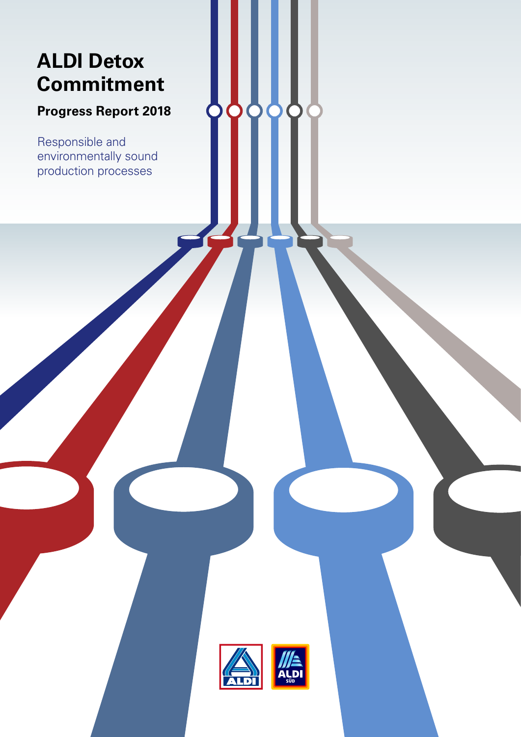# ALDI Detox Commitment

## Progress Report 2018

Responsible and environmentally sound production processes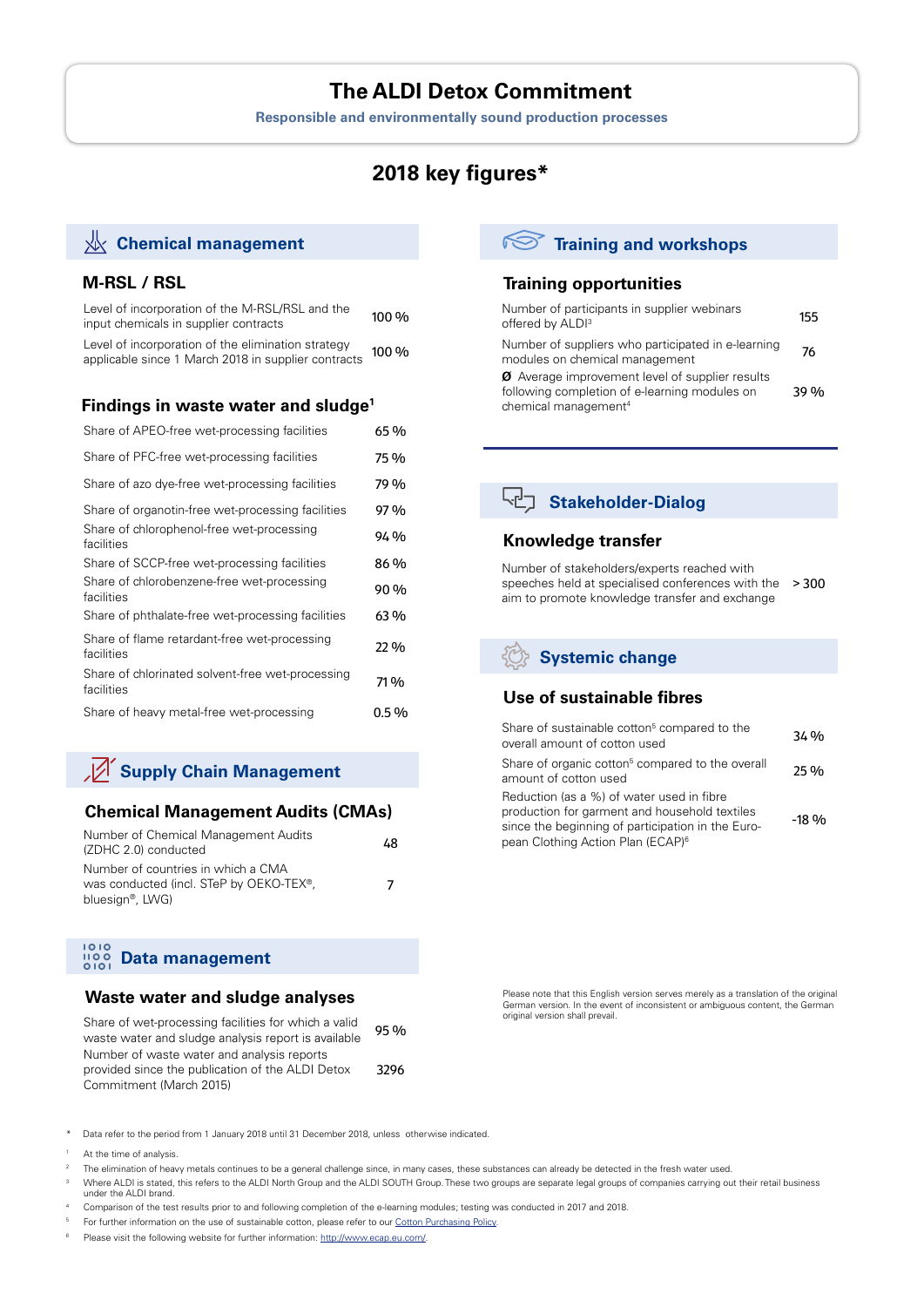# The ALDI Detox Commitment

**Responsible and environmentally sound production processes**

## 2018 key figures*

## Chemical management

### M-RSL / RSL

| | |
|---|---|
| Level of incorporation of the M-RSL/RSL and the input chemicals in supplier contracts | 100 % |
| Level of incorporation of the elimination strategy applicable since 1 March 2018 in supplier contracts | 100 % |

### Findings in waste water and sludge[1]

| | |
|---|---|
| Share of APEO-free wet-processing facilities | 65 % |
| Share of PFC-free wet-processing facilities | 75 % |
| Share of azo dye-free wet-processing facilities | 79 % |
| Share of organotin-free wet-processing facilities | 97 % |
| Share of chlorophenol-free wet-processing facilities | 94 % |
| Share of SCCP-free wet-processing facilities | 86 % |
| Share of chlorobenzene-free wet-processing facilities | 90 % |
| Share of phthalate-free wet-processing facilities | 63 % |
| Share of flame retardant-free wet-processing facilities | 22 % |
| Share of chlorinated solvent-free wet-processing facilities | 71 % |
| Share of heavy metal-free wet-processing | 0.5 % |

## Supply Chain Management

### Chemical Management Audits (CMAs)

| | |
|---|---|
| Number of Chemical Management Audits (ZDHC 2.0) conducted | 48 |
| Number of countries in which a CMA was conducted (incl. STeP by OEKO-TEX®, bluesign®, LWG) | 7 |

## Data management

### Waste water and sludge analyses

| | |
|---|---|
| Share of wet-processing facilities for which a valid waste water and sludge analysis report is available | 95 % |
| Number of waste water and analysis reports provided since the publication of the ALDI Detox Commitment (March 2015) | 3296 |

## Training and workshops

### Training opportunities

| | |
|---|---|
| Number of participants in supplier webinars offered by ALDI[3] | 155 |
| Number of suppliers who participated in e-learning modules on chemical management | 76 |
| Ø Average improvement level of supplier results following completion of e-learning modules on chemical management[4] | 39 % |

## Stakeholder-Dialog

### Knowledge transfer

| | |
|---|---|
| Number of stakeholders/experts reached with speeches held at specialised conferences with the aim to promote knowledge transfer and exchange | > 300 |

## Systemic change

### Use of sustainable fibres

| | |
|---|---|
| Share of sustainable cotton[5] compared to the overall amount of cotton used | 34 % |
| Share of organic cotton[5] compared to the overall amount of cotton used | 25 % |
| Reduction (as a %) of water used in fibre production for garment and household textiles since the beginning of participation in the European Clothing Action Plan (ECAP)[6] | -18 % |

Please note that this English version serves merely as a translation of the original German version. In the event of inconsistent or ambiguous content, the German original version shall prevail.

\* Data refer to the period from 1 January 2018 until 31 December 2018, unless otherwise indicated.

[1] At the time of analysis.

[2] The elimination of heavy metals continues to be a general challenge since, in many cases, these substances can already be detected in the fresh water used.

[3] Where ALDI is stated, this refers to the ALDI North Group and the ALDI SOUTH Group. These two groups are separate legal groups of companies carrying out their retail business under the ALDI brand.

[4] Comparison of the test results prior to and following completion of the e-learning modules; testing was conducted in 2017 and 2018.

[5] For further information on the use of sustainable cotton, please refer to our Cotton Purchasing Policy.

[6] Please visit the following website for further information: http://www.ecap.eu.com/.